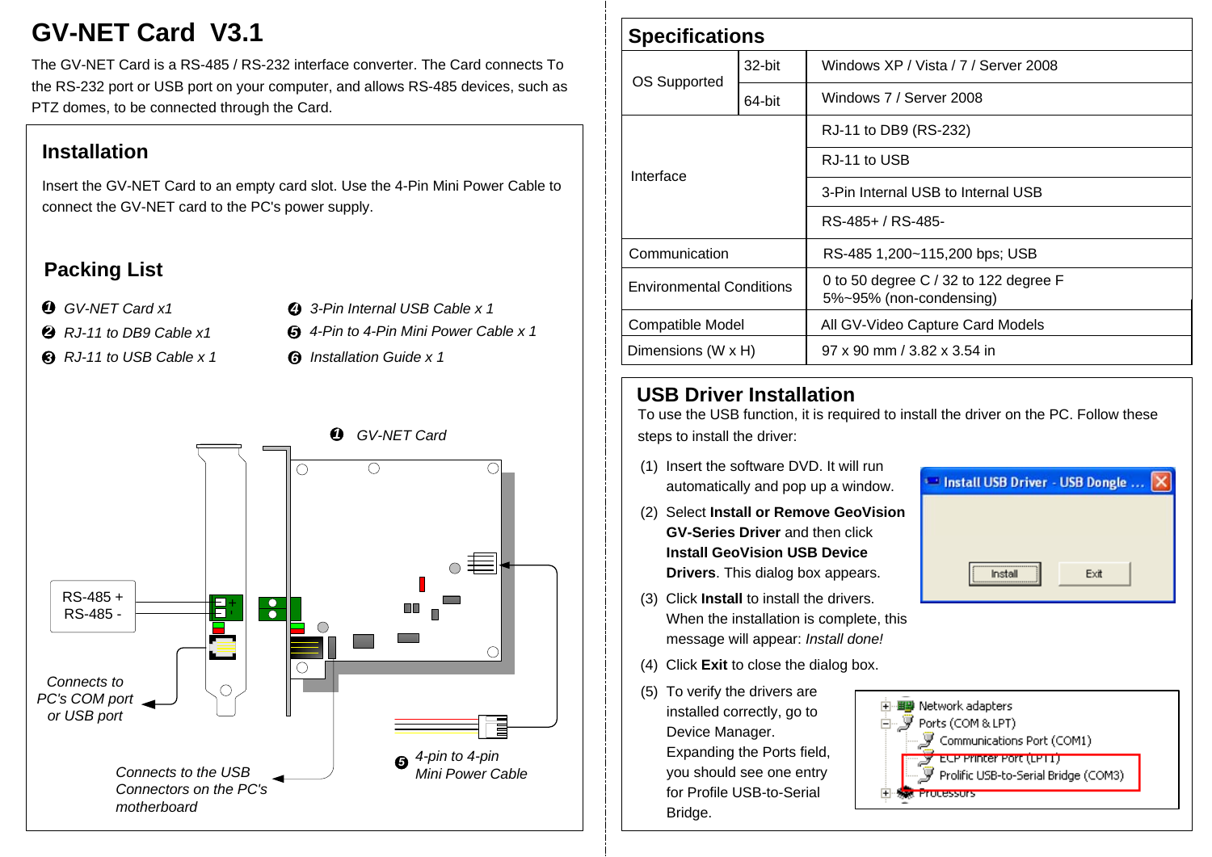# GV-NET Card V3.1

The GV-NET Card is a RS-485 / RS-232 interface converter. The Card connects To the RS-232 port or USB port on your computer, and allows RS-485 devices, such as PTZ domes, to be connected through the Card.

## Installation

Insert the GV-NET Card to an empty card slot. Use the 4-Pin Mini Power Cable to connect the GV-NET card to the PC's power supply.

## Packing List

1. *GV-NET Card x1*
2. *RJ-11 to DB9 Cable x1*
3. *RJ-11 to USB Cable x 1*
4. *3-Pin Internal USB Cable x 1*
5. *4-Pin to 4-Pin Mini Power Cable x 1*
6. *Installation Guide x 1*

❶ *GV-NET Card*

RS-485 +
RS-485 -

*Connects to PC's COM port or USB port*

*Connects to the USB Connectors on the PC's motherboard*

❺ *4-pin to 4-pin Mini Power Cable*

## Specifications

| | | |
|---|---|---|
| OS Supported | 32-bit | Windows XP / Vista / 7 / Server 2008 |
| | 64-bit | Windows 7 / Server 2008 |
| Interface | | RJ-11 to DB9 (RS-232) |
| | | RJ-11 to USB |
| | | 3-Pin Internal USB to Internal USB |
| | | RS-485+ / RS-485- |
| Communication | | RS-485 1,200~115,200 bps; USB |
| Environmental Conditions | | 0 to 50 degree C / 32 to 122 degree F<br>5%~95% (non-condensing) |
| Compatible Model | | All GV-Video Capture Card Models |
| Dimensions (W x H) | | 97 x 90 mm / 3.82 x 3.54 in |

## USB Driver Installation

To use the USB function, it is required to install the driver on the PC. Follow these steps to install the driver:

(1) Insert the software DVD. It will run automatically and pop up a window.

(2) Select **Install or Remove GeoVision GV-Series Driver** and then click **Install GeoVision USB Device Drivers**. This dialog box appears.

Install USB Driver - USB Dongle ...
Install | Exit

(3) Click **Install** to install the drivers. When the installation is complete, this message will appear: *Install done!*

(4) Click **Exit** to close the dialog box.

(5) To verify the drivers are installed correctly, go to Device Manager. Expanding the Ports field, you should see one entry for Profile USB-to-Serial Bridge.

Network adapters
Ports (COM & LPT)
Communications Port (COM1)
ECP Printer Port (LPT1)
Prolific USB-to-Serial Bridge (COM3)
Processors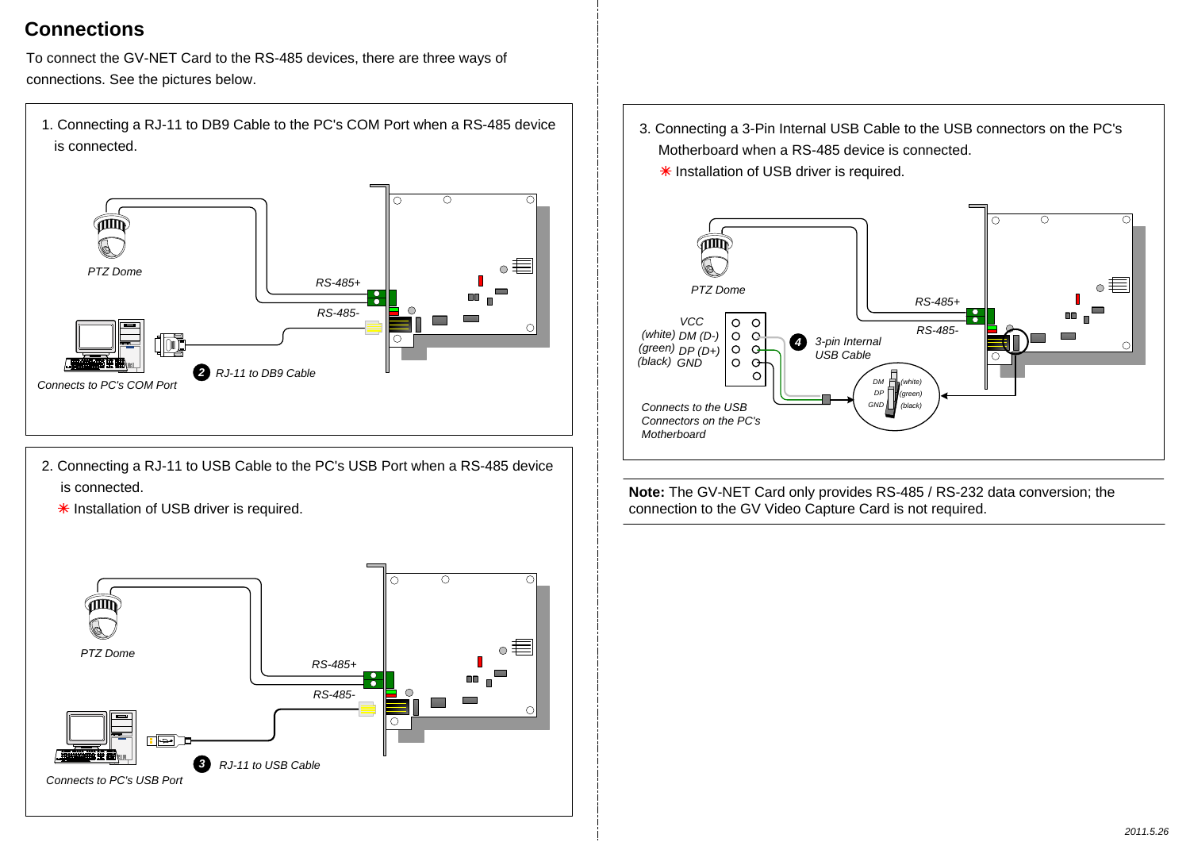## Connections

To connect the GV-NET Card to the RS-485 devices, there are three ways of connections. See the pictures below.

1. Connecting a RJ-11 to DB9 Cable to the PC's COM Port when a RS-485 device is connected.

PTZ Dome

RS-485+

RS-485-

Connects to PC's COM Port

2 RJ-11 to DB9 Cable

2. Connecting a RJ-11 to USB Cable to the PC's USB Port when a RS-485 device is connected.

✳ Installation of USB driver is required.

PTZ Dome

RS-485+

RS-485-

Connects to PC's USB Port

3 RJ-11 to USB Cable

3. Connecting a 3-Pin Internal USB Cable to the USB connectors on the PC's Motherboard when a RS-485 device is connected.

✳ Installation of USB driver is required.

PTZ Dome

RS-485+

RS-485-

VCC

(white) DM (D-)

(green) DP (D+)

(black) GND

4 3-pin Internal USB Cable

DM (white)

DP (green)

GND (black)

Connects to the USB Connectors on the PC's Motherboard

**Note:** The GV-NET Card only provides RS-485 / RS-232 data conversion; the connection to the GV Video Capture Card is not required.

2011.5.26